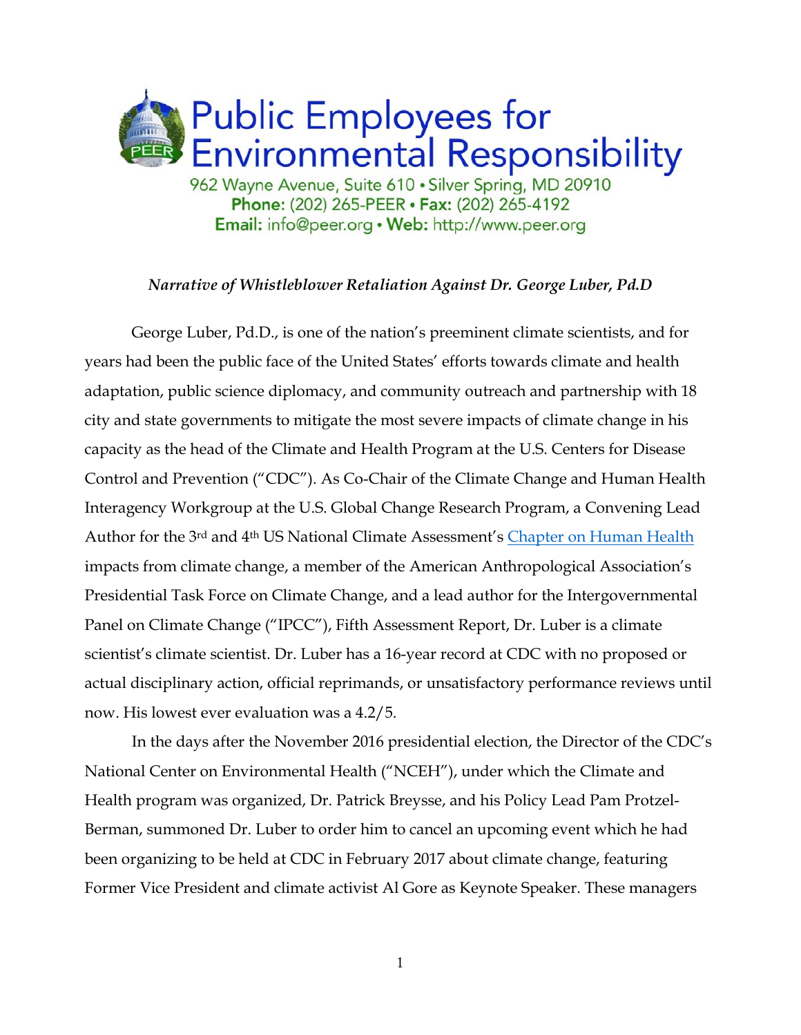# Public Employees for Environmental Responsibility

962 Wayne Avenue, Suite 610 • Silver Spring, MD 20910
**Phone:** (202) 265-PEER • **Fax:** (202) 265-4192
**Email:** info@peer.org • **Web:** http://www.peer.org

***Narrative of Whistleblower Retaliation Against Dr. George Luber, Pd.D***

George Luber, Pd.D., is one of the nation's preeminent climate scientists, and for years had been the public face of the United States' efforts towards climate and health adaptation, public science diplomacy, and community outreach and partnership with 18 city and state governments to mitigate the most severe impacts of climate change in his capacity as the head of the Climate and Health Program at the U.S. Centers for Disease Control and Prevention ("CDC"). As Co-Chair of the Climate Change and Human Health Interagency Workgroup at the U.S. Global Change Research Program, a Convening Lead Author for the 3rd and 4th US National Climate Assessment's Chapter on Human Health impacts from climate change, a member of the American Anthropological Association's Presidential Task Force on Climate Change, and a lead author for the Intergovernmental Panel on Climate Change ("IPCC"), Fifth Assessment Report, Dr. Luber is a climate scientist's climate scientist. Dr. Luber has a 16-year record at CDC with no proposed or actual disciplinary action, official reprimands, or unsatisfactory performance reviews until now. His lowest ever evaluation was a 4.2/5.

In the days after the November 2016 presidential election, the Director of the CDC's National Center on Environmental Health ("NCEH"), under which the Climate and Health program was organized, Dr. Patrick Breysse, and his Policy Lead Pam Protzel-Berman, summoned Dr. Luber to order him to cancel an upcoming event which he had been organizing to be held at CDC in February 2017 about climate change, featuring Former Vice President and climate activist Al Gore as Keynote Speaker. These managers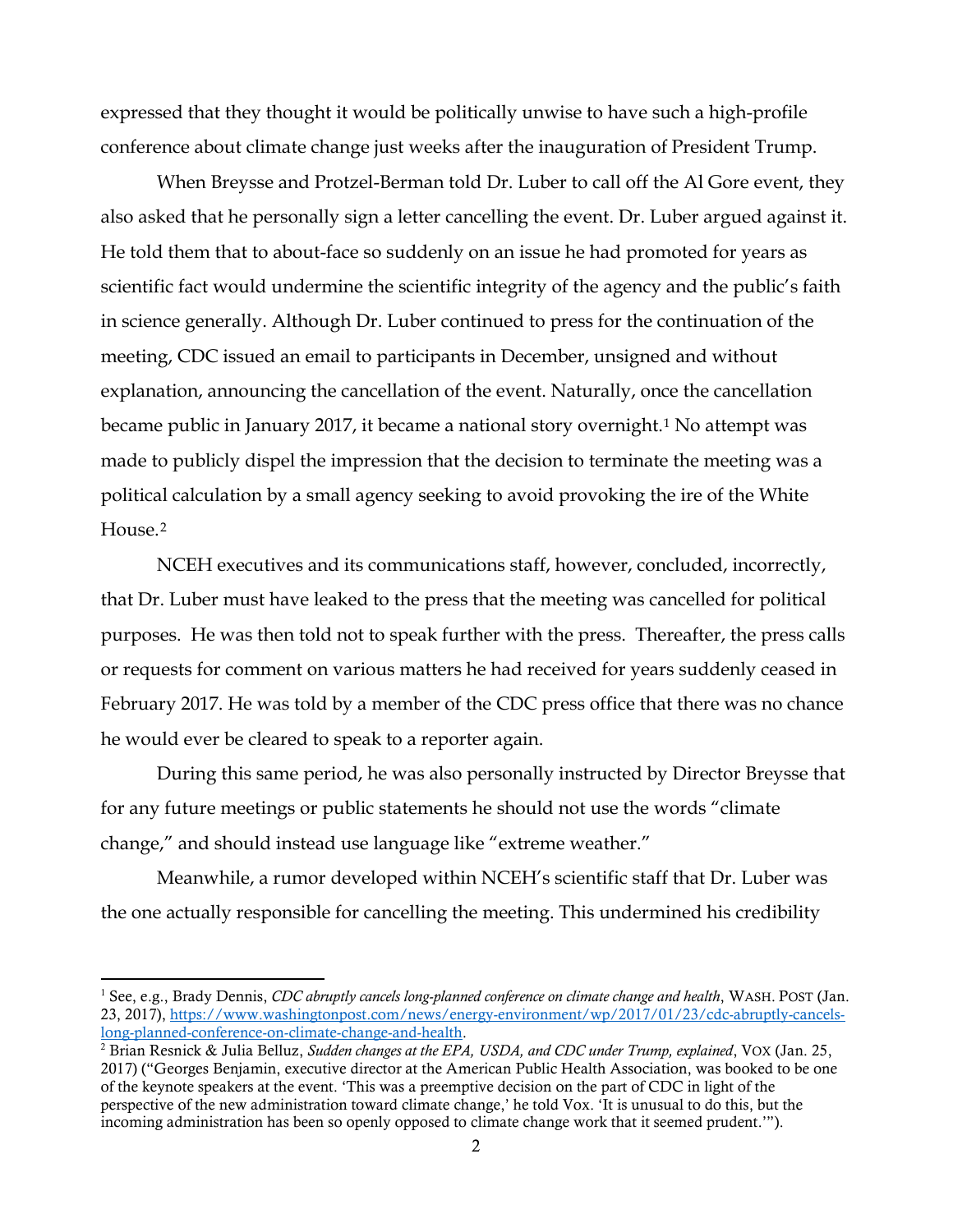expressed that they thought it would be politically unwise to have such a high-profile conference about climate change just weeks after the inauguration of President Trump.

When Breysse and Protzel-Berman told Dr. Luber to call off the Al Gore event, they also asked that he personally sign a letter cancelling the event. Dr. Luber argued against it. He told them that to about-face so suddenly on an issue he had promoted for years as scientific fact would undermine the scientific integrity of the agency and the public's faith in science generally. Although Dr. Luber continued to press for the continuation of the meeting, CDC issued an email to participants in December, unsigned and without explanation, announcing the cancellation of the event. Naturally, once the cancellation became public in January 2017, it became a national story overnight.[1] No attempt was made to publicly dispel the impression that the decision to terminate the meeting was a political calculation by a small agency seeking to avoid provoking the ire of the White House.[2]

NCEH executives and its communications staff, however, concluded, incorrectly, that Dr. Luber must have leaked to the press that the meeting was cancelled for political purposes. He was then told not to speak further with the press. Thereafter, the press calls or requests for comment on various matters he had received for years suddenly ceased in February 2017. He was told by a member of the CDC press office that there was no chance he would ever be cleared to speak to a reporter again.

During this same period, he was also personally instructed by Director Breysse that for any future meetings or public statements he should not use the words "climate change," and should instead use language like "extreme weather."

Meanwhile, a rumor developed within NCEH's scientific staff that Dr. Luber was the one actually responsible for cancelling the meeting. This undermined his credibility

---

[1] See, e.g., Brady Dennis, *CDC abruptly cancels long-planned conference on climate change and health*, WASH. POST (Jan. 23, 2017), https://www.washingtonpost.com/news/energy-environment/wp/2017/01/23/cdc-abruptly-cancels-long-planned-conference-on-climate-change-and-health.

[2] Brian Resnick & Julia Belluz, *Sudden changes at the EPA, USDA, and CDC under Trump, explained*, VOX (Jan. 25, 2017) ("Georges Benjamin, executive director at the American Public Health Association, was booked to be one of the keynote speakers at the event. 'This was a preemptive decision on the part of CDC in light of the perspective of the new administration toward climate change,' he told Vox. 'It is unusual to do this, but the incoming administration has been so openly opposed to climate change work that it seemed prudent.'").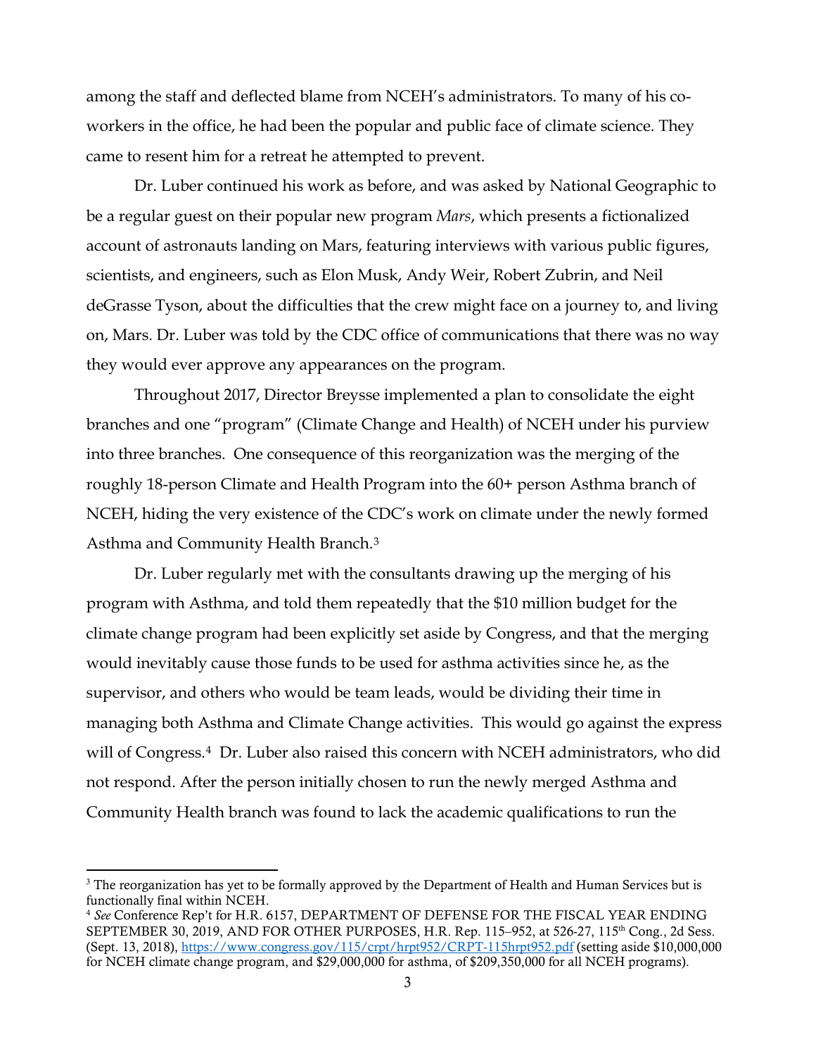among the staff and deflected blame from NCEH's administrators. To many of his co-workers in the office, he had been the popular and public face of climate science. They came to resent him for a retreat he attempted to prevent.

Dr. Luber continued his work as before, and was asked by National Geographic to be a regular guest on their popular new program *Mars*, which presents a fictionalized account of astronauts landing on Mars, featuring interviews with various public figures, scientists, and engineers, such as Elon Musk, Andy Weir, Robert Zubrin, and Neil deGrasse Tyson, about the difficulties that the crew might face on a journey to, and living on, Mars. Dr. Luber was told by the CDC office of communications that there was no way they would ever approve any appearances on the program.

Throughout 2017, Director Breysse implemented a plan to consolidate the eight branches and one "program" (Climate Change and Health) of NCEH under his purview into three branches. One consequence of this reorganization was the merging of the roughly 18-person Climate and Health Program into the 60+ person Asthma branch of NCEH, hiding the very existence of the CDC's work on climate under the newly formed Asthma and Community Health Branch.[3]

Dr. Luber regularly met with the consultants drawing up the merging of his program with Asthma, and told them repeatedly that the $10 million budget for the climate change program had been explicitly set aside by Congress, and that the merging would inevitably cause those funds to be used for asthma activities since he, as the supervisor, and others who would be team leads, would be dividing their time in managing both Asthma and Climate Change activities. This would go against the express will of Congress.[4] Dr. Luber also raised this concern with NCEH administrators, who did not respond. After the person initially chosen to run the newly merged Asthma and Community Health branch was found to lack the academic qualifications to run the

---

[3] The reorganization has yet to be formally approved by the Department of Health and Human Services but is functionally final within NCEH.

[4] *See* Conference Rep't for H.R. 6157, DEPARTMENT OF DEFENSE FOR THE FISCAL YEAR ENDING SEPTEMBER 30, 2019, AND FOR OTHER PURPOSES, H.R. Rep. 115–952, at 526-27, 115th Cong., 2d Sess. (Sept. 13, 2018), https://www.congress.gov/115/crpt/hrpt952/CRPT-115hrpt952.pdf (setting aside $10,000,000 for NCEH climate change program, and $29,000,000 for asthma, of $209,350,000 for all NCEH programs).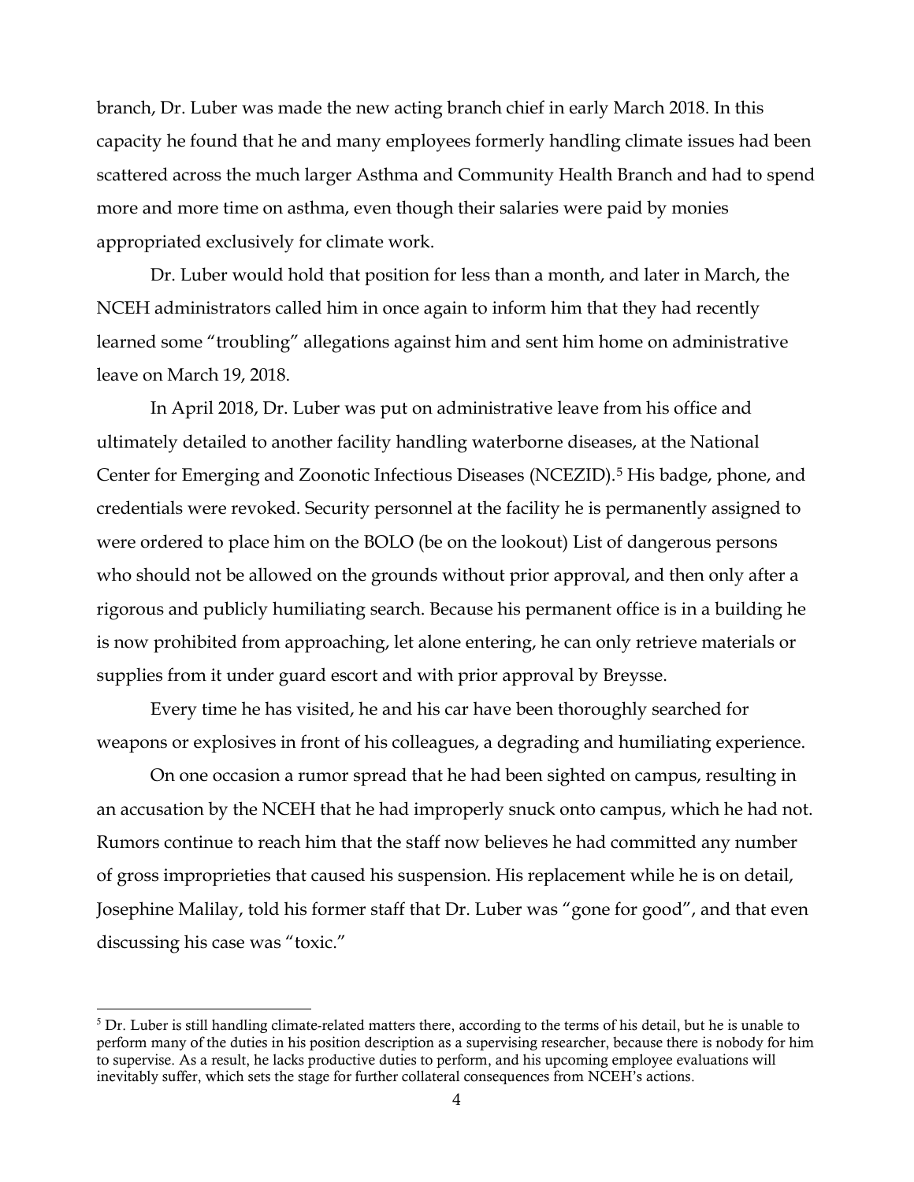branch, Dr. Luber was made the new acting branch chief in early March 2018. In this capacity he found that he and many employees formerly handling climate issues had been scattered across the much larger Asthma and Community Health Branch and had to spend more and more time on asthma, even though their salaries were paid by monies appropriated exclusively for climate work.

Dr. Luber would hold that position for less than a month, and later in March, the NCEH administrators called him in once again to inform him that they had recently learned some "troubling" allegations against him and sent him home on administrative leave on March 19, 2018.

In April 2018, Dr. Luber was put on administrative leave from his office and ultimately detailed to another facility handling waterborne diseases, at the National Center for Emerging and Zoonotic Infectious Diseases (NCEZID).[5] His badge, phone, and credentials were revoked. Security personnel at the facility he is permanently assigned to were ordered to place him on the BOLO (be on the lookout) List of dangerous persons who should not be allowed on the grounds without prior approval, and then only after a rigorous and publicly humiliating search. Because his permanent office is in a building he is now prohibited from approaching, let alone entering, he can only retrieve materials or supplies from it under guard escort and with prior approval by Breysse.

Every time he has visited, he and his car have been thoroughly searched for weapons or explosives in front of his colleagues, a degrading and humiliating experience.

On one occasion a rumor spread that he had been sighted on campus, resulting in an accusation by the NCEH that he had improperly snuck onto campus, which he had not. Rumors continue to reach him that the staff now believes he had committed any number of gross improprieties that caused his suspension. His replacement while he is on detail, Josephine Malilay, told his former staff that Dr. Luber was "gone for good", and that even discussing his case was "toxic."

[5] Dr. Luber is still handling climate-related matters there, according to the terms of his detail, but he is unable to perform many of the duties in his position description as a supervising researcher, because there is nobody for him to supervise. As a result, he lacks productive duties to perform, and his upcoming employee evaluations will inevitably suffer, which sets the stage for further collateral consequences from NCEH's actions.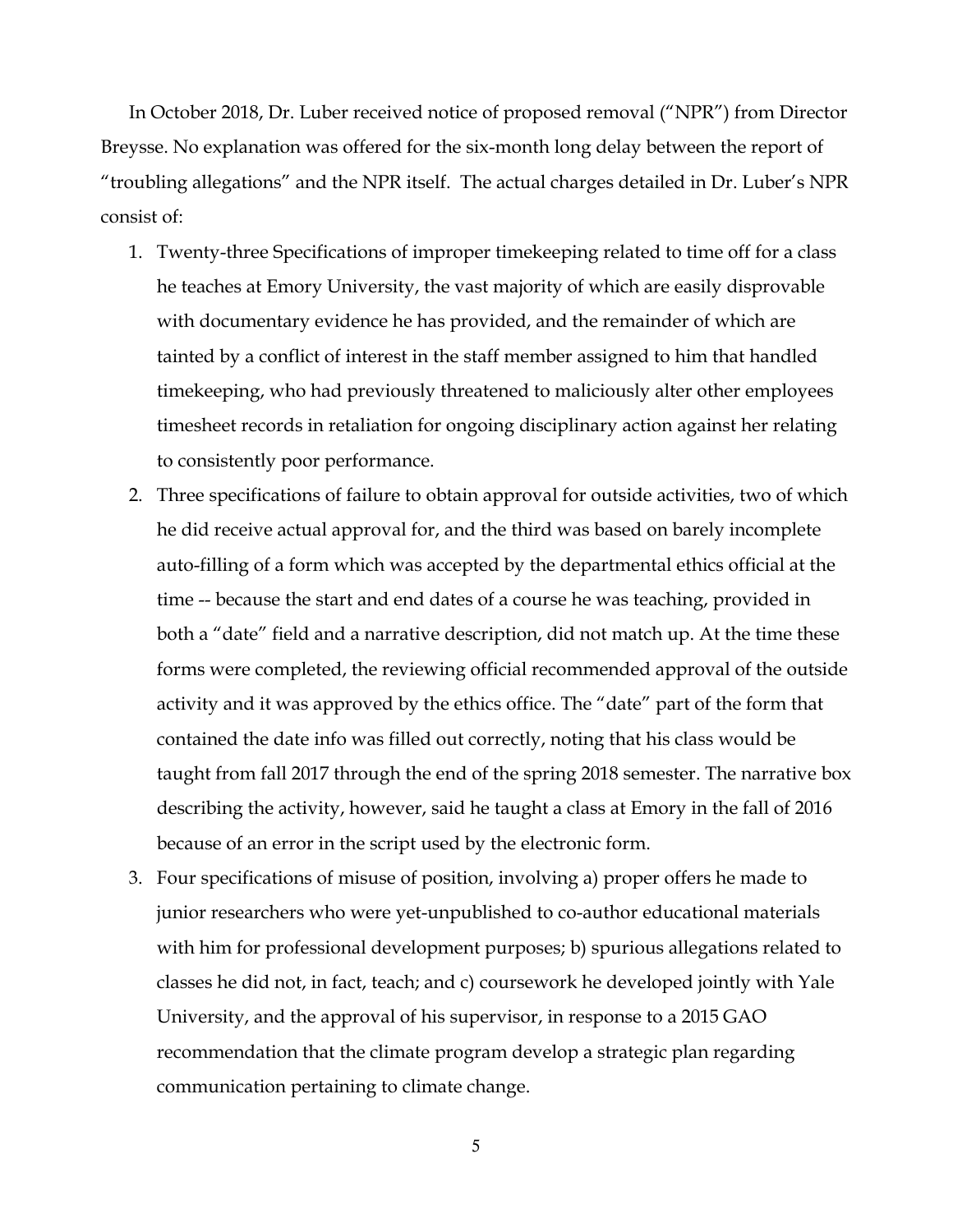In October 2018, Dr. Luber received notice of proposed removal ("NPR") from Director Breysse. No explanation was offered for the six-month long delay between the report of "troubling allegations" and the NPR itself. The actual charges detailed in Dr. Luber's NPR consist of:

1. Twenty-three Specifications of improper timekeeping related to time off for a class he teaches at Emory University, the vast majority of which are easily disprovable with documentary evidence he has provided, and the remainder of which are tainted by a conflict of interest in the staff member assigned to him that handled timekeeping, who had previously threatened to maliciously alter other employees timesheet records in retaliation for ongoing disciplinary action against her relating to consistently poor performance.
2. Three specifications of failure to obtain approval for outside activities, two of which he did receive actual approval for, and the third was based on barely incomplete auto-filling of a form which was accepted by the departmental ethics official at the time -- because the start and end dates of a course he was teaching, provided in both a "date" field and a narrative description, did not match up. At the time these forms were completed, the reviewing official recommended approval of the outside activity and it was approved by the ethics office. The "date" part of the form that contained the date info was filled out correctly, noting that his class would be taught from fall 2017 through the end of the spring 2018 semester. The narrative box describing the activity, however, said he taught a class at Emory in the fall of 2016 because of an error in the script used by the electronic form.
3. Four specifications of misuse of position, involving a) proper offers he made to junior researchers who were yet-unpublished to co-author educational materials with him for professional development purposes; b) spurious allegations related to classes he did not, in fact, teach; and c) coursework he developed jointly with Yale University, and the approval of his supervisor, in response to a 2015 GAO recommendation that the climate program develop a strategic plan regarding communication pertaining to climate change.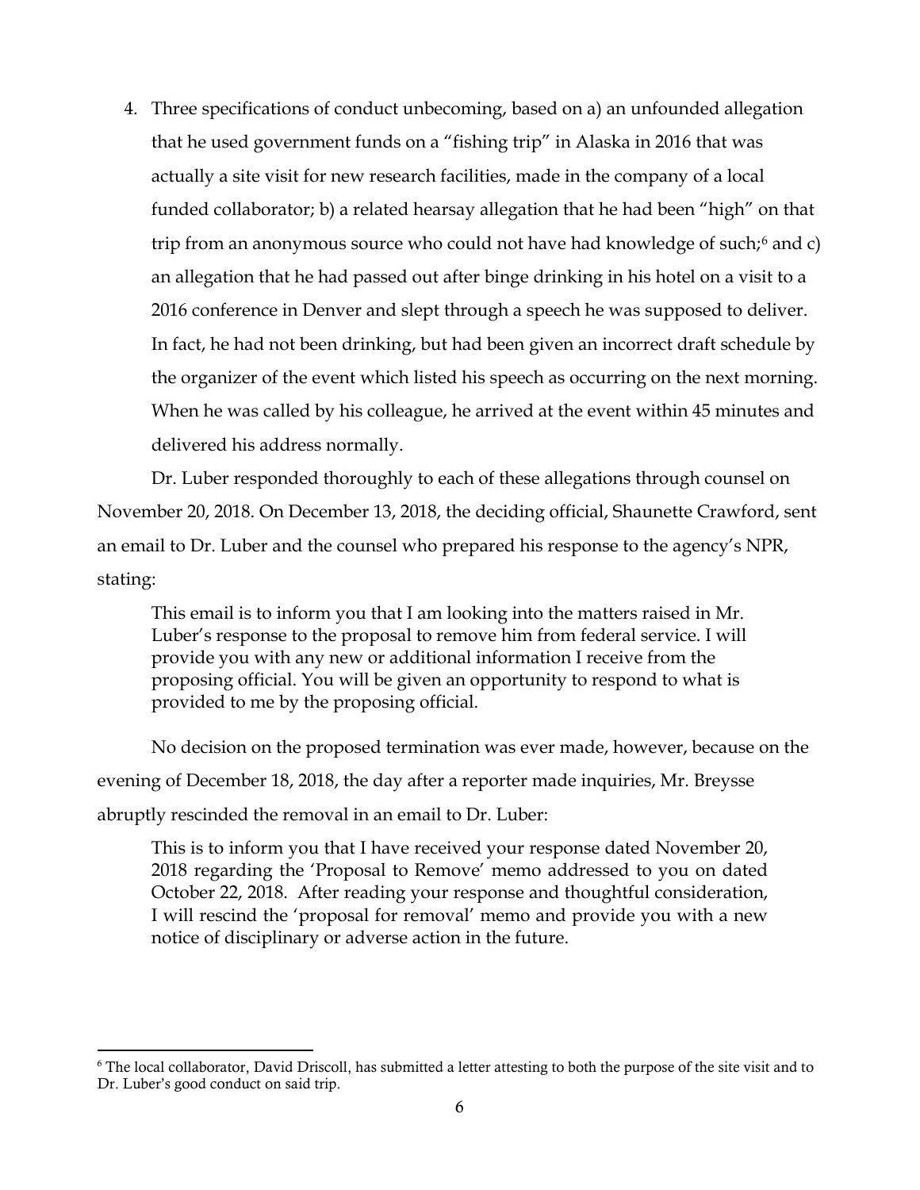4. Three specifications of conduct unbecoming, based on a) an unfounded allegation that he used government funds on a "fishing trip" in Alaska in 2016 that was actually a site visit for new research facilities, made in the company of a local funded collaborator; b) a related hearsay allegation that he had been "high" on that trip from an anonymous source who could not have had knowledge of such;[6] and c) an allegation that he had passed out after binge drinking in his hotel on a visit to a 2016 conference in Denver and slept through a speech he was supposed to deliver. In fact, he had not been drinking, but had been given an incorrect draft schedule by the organizer of the event which listed his speech as occurring on the next morning. When he was called by his colleague, he arrived at the event within 45 minutes and delivered his address normally.

Dr. Luber responded thoroughly to each of these allegations through counsel on November 20, 2018. On December 13, 2018, the deciding official, Shaunette Crawford, sent an email to Dr. Luber and the counsel who prepared his response to the agency's NPR, stating:

> This email is to inform you that I am looking into the matters raised in Mr. Luber's response to the proposal to remove him from federal service. I will provide you with any new or additional information I receive from the proposing official. You will be given an opportunity to respond to what is provided to me by the proposing official.

No decision on the proposed termination was ever made, however, because on the evening of December 18, 2018, the day after a reporter made inquiries, Mr. Breysse abruptly rescinded the removal in an email to Dr. Luber:

> This is to inform you that I have received your response dated November 20, 2018 regarding the 'Proposal to Remove' memo addressed to you on dated October 22, 2018. After reading your response and thoughtful consideration, I will rescind the 'proposal for removal' memo and provide you with a new notice of disciplinary or adverse action in the future.

[6] The local collaborator, David Driscoll, has submitted a letter attesting to both the purpose of the site visit and to Dr. Luber's good conduct on said trip.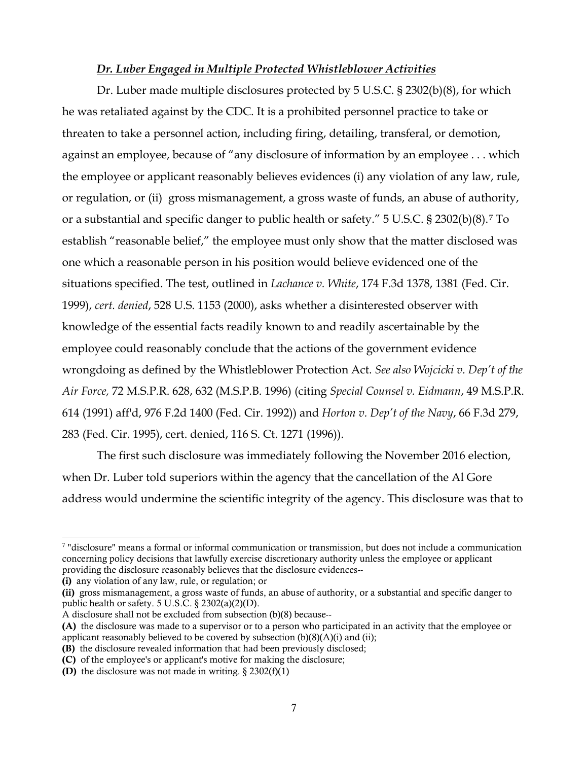***Dr. Luber Engaged in Multiple Protected Whistleblower Activities***

Dr. Luber made multiple disclosures protected by 5 U.S.C. § 2302(b)(8), for which he was retaliated against by the CDC. It is a prohibited personnel practice to take or threaten to take a personnel action, including firing, detailing, transferal, or demotion, against an employee, because of "any disclosure of information by an employee . . . which the employee or applicant reasonably believes evidences (i) any violation of any law, rule, or regulation, or (ii) gross mismanagement, a gross waste of funds, an abuse of authority, or a substantial and specific danger to public health or safety." 5 U.S.C. § 2302(b)(8).[7] To establish "reasonable belief," the employee must only show that the matter disclosed was one which a reasonable person in his position would believe evidenced one of the situations specified. The test, outlined in *Lachance v. White*, 174 F.3d 1378, 1381 (Fed. Cir. 1999), *cert. denied*, 528 U.S. 1153 (2000), asks whether a disinterested observer with knowledge of the essential facts readily known to and readily ascertainable by the employee could reasonably conclude that the actions of the government evidence wrongdoing as defined by the Whistleblower Protection Act. *See also Wojcicki v. Dep't of the Air Force,* 72 M.S.P.R. 628, 632 (M.S.P.B. 1996) (citing *Special Counsel v. Eidmann*, 49 M.S.P.R. 614 (1991) aff'd, 976 F.2d 1400 (Fed. Cir. 1992)) and *Horton v. Dep't of the Navy*, 66 F.3d 279, 283 (Fed. Cir. 1995), cert. denied, 116 S. Ct. 1271 (1996)).

The first such disclosure was immediately following the November 2016 election, when Dr. Luber told superiors within the agency that the cancellation of the Al Gore address would undermine the scientific integrity of the agency. This disclosure was that to

---

[7] "disclosure" means a formal or informal communication or transmission, but does not include a communication concerning policy decisions that lawfully exercise discretionary authority unless the employee or applicant providing the disclosure reasonably believes that the disclosure evidences--

**(i)** any violation of any law, rule, or regulation; or

**(ii)** gross mismanagement, a gross waste of funds, an abuse of authority, or a substantial and specific danger to public health or safety. 5 U.S.C. § 2302(a)(2)(D).

A disclosure shall not be excluded from subsection (b)(8) because--

**(A)** the disclosure was made to a supervisor or to a person who participated in an activity that the employee or applicant reasonably believed to be covered by subsection (b)(8)(A)(i) and (ii);

**(B)** the disclosure revealed information that had been previously disclosed;

**(C)** of the employee's or applicant's motive for making the disclosure;

**(D)** the disclosure was not made in writing. § 2302(f)(1)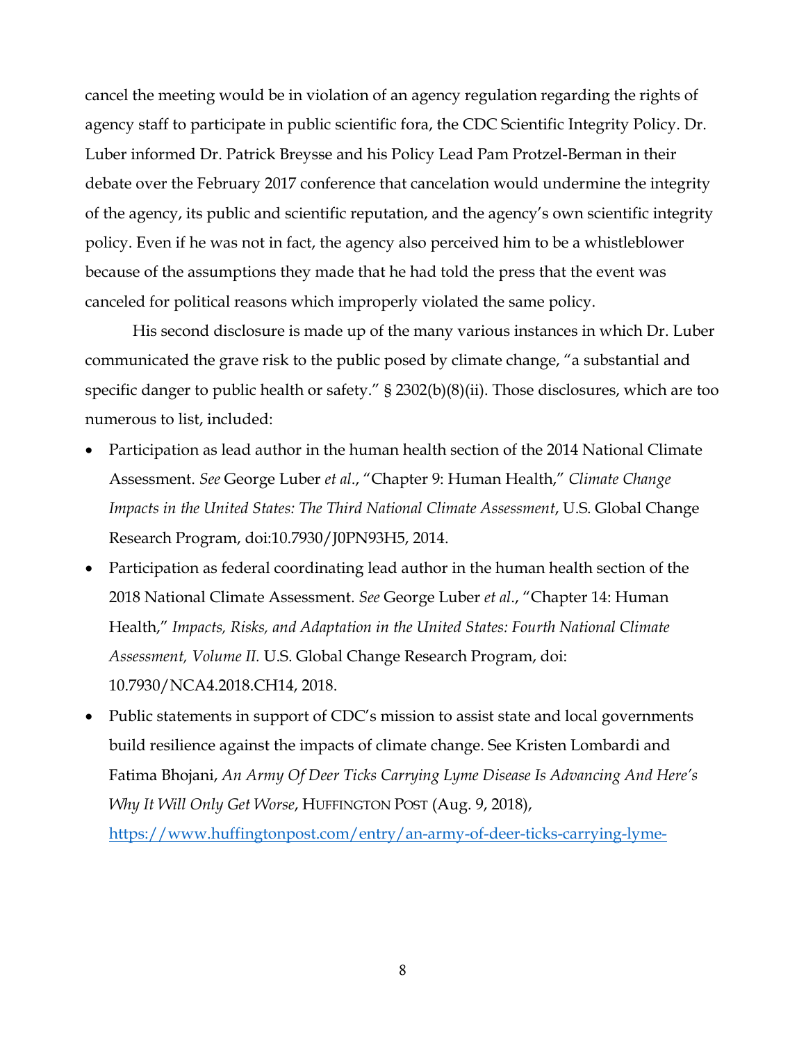cancel the meeting would be in violation of an agency regulation regarding the rights of agency staff to participate in public scientific fora, the CDC Scientific Integrity Policy. Dr. Luber informed Dr. Patrick Breysse and his Policy Lead Pam Protzel-Berman in their debate over the February 2017 conference that cancelation would undermine the integrity of the agency, its public and scientific reputation, and the agency's own scientific integrity policy. Even if he was not in fact, the agency also perceived him to be a whistleblower because of the assumptions they made that he had told the press that the event was canceled for political reasons which improperly violated the same policy.

His second disclosure is made up of the many various instances in which Dr. Luber communicated the grave risk to the public posed by climate change, "a substantial and specific danger to public health or safety." § 2302(b)(8)(ii). Those disclosures, which are too numerous to list, included:

- Participation as lead author in the human health section of the 2014 National Climate Assessment. *See* George Luber *et al*., "Chapter 9: Human Health," *Climate Change Impacts in the United States: The Third National Climate Assessment*, U.S. Global Change Research Program, doi:10.7930/J0PN93H5, 2014.
- Participation as federal coordinating lead author in the human health section of the 2018 National Climate Assessment. *See* George Luber *et al*., "Chapter 14: Human Health," *Impacts, Risks, and Adaptation in the United States: Fourth National Climate Assessment, Volume II.* U.S. Global Change Research Program, doi: 10.7930/NCA4.2018.CH14, 2018.
- Public statements in support of CDC's mission to assist state and local governments build resilience against the impacts of climate change. See Kristen Lombardi and Fatima Bhojani, *An Army Of Deer Ticks Carrying Lyme Disease Is Advancing And Here's Why It Will Only Get Worse*, HUFFINGTON POST (Aug. 9, 2018), https://www.huffingtonpost.com/entry/an-army-of-deer-ticks-carrying-lyme-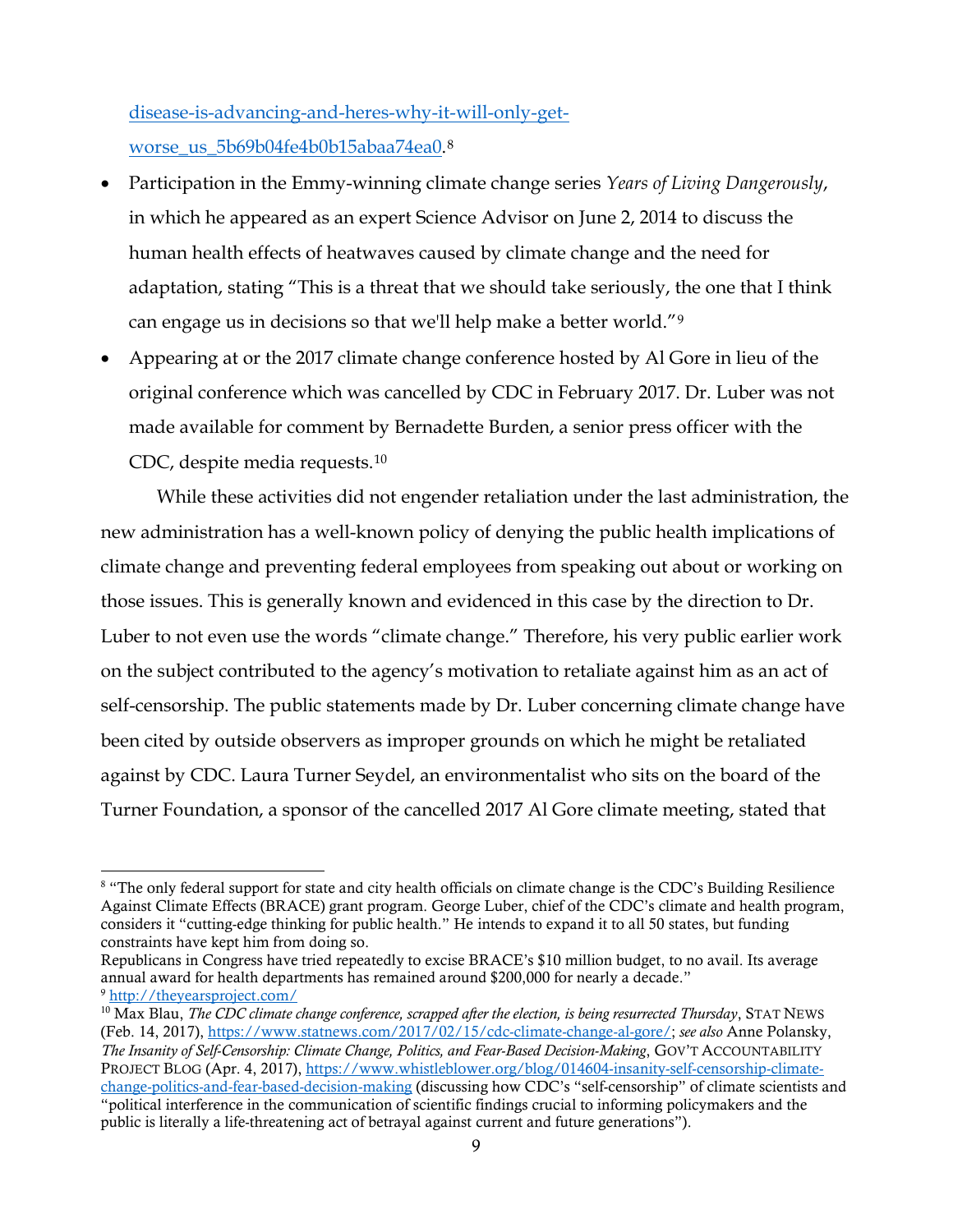[disease-is-advancing-and-heres-why-it-will-only-get-worse_us_5b69b04fe4b0b15abaa74ea0](disease-is-advancing-and-heres-why-it-will-only-get-worse_us_5b69b04fe4b0b15abaa74ea0).[8]

- Participation in the Emmy-winning climate change series *Years of Living Dangerously*, in which he appeared as an expert Science Advisor on June 2, 2014 to discuss the human health effects of heatwaves caused by climate change and the need for adaptation, stating "This is a threat that we should take seriously, the one that I think can engage us in decisions so that we'll help make a better world."[9]
- Appearing at or the 2017 climate change conference hosted by Al Gore in lieu of the original conference which was cancelled by CDC in February 2017. Dr. Luber was not made available for comment by Bernadette Burden, a senior press officer with the CDC, despite media requests.[10]

While these activities did not engender retaliation under the last administration, the new administration has a well-known policy of denying the public health implications of climate change and preventing federal employees from speaking out about or working on those issues. This is generally known and evidenced in this case by the direction to Dr. Luber to not even use the words "climate change." Therefore, his very public earlier work on the subject contributed to the agency's motivation to retaliate against him as an act of self-censorship. The public statements made by Dr. Luber concerning climate change have been cited by outside observers as improper grounds on which he might be retaliated against by CDC. Laura Turner Seydel, an environmentalist who sits on the board of the Turner Foundation, a sponsor of the cancelled 2017 Al Gore climate meeting, stated that

---

[8] "The only federal support for state and city health officials on climate change is the CDC's Building Resilience Against Climate Effects (BRACE) grant program. George Luber, chief of the CDC's climate and health program, considers it "cutting-edge thinking for public health." He intends to expand it to all 50 states, but funding constraints have kept him from doing so.
Republicans in Congress have tried repeatedly to excise BRACE's $10 million budget, to no avail. Its average annual award for health departments has remained around $200,000 for nearly a decade."

[9] [http://theyearsproject.com/](http://theyearsproject.com/)

[10] Max Blau, *The CDC climate change conference, scrapped after the election, is being resurrected Thursday*, STAT NEWS (Feb. 14, 2017), [https://www.statnews.com/2017/02/15/cdc-climate-change-al-gore/](https://www.statnews.com/2017/02/15/cdc-climate-change-al-gore/); *see also* Anne Polansky, *The Insanity of Self-Censorship: Climate Change, Politics, and Fear-Based Decision-Making*, GOV'T ACCOUNTABILITY PROJECT BLOG (Apr. 4, 2017), [https://www.whistleblower.org/blog/014604-insanity-self-censorship-climate-change-politics-and-fear-based-decision-making](https://www.whistleblower.org/blog/014604-insanity-self-censorship-climate-change-politics-and-fear-based-decision-making) (discussing how CDC's "self-censorship" of climate scientists and "political interference in the communication of scientific findings crucial to informing policymakers and the public is literally a life-threatening act of betrayal against current and future generations").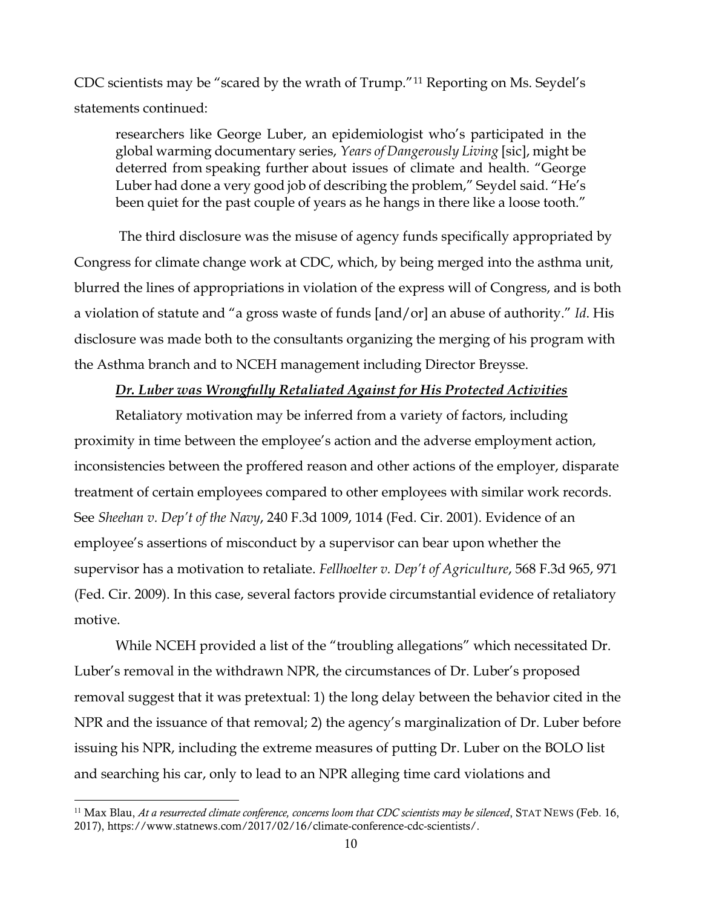CDC scientists may be "scared by the wrath of Trump."[11] Reporting on Ms. Seydel's statements continued:

> researchers like George Luber, an epidemiologist who's participated in the global warming documentary series, *Years of Dangerously Living* [sic], might be deterred from speaking further about issues of climate and health. "George Luber had done a very good job of describing the problem," Seydel said. "He's been quiet for the past couple of years as he hangs in there like a loose tooth."

The third disclosure was the misuse of agency funds specifically appropriated by Congress for climate change work at CDC, which, by being merged into the asthma unit, blurred the lines of appropriations in violation of the express will of Congress, and is both a violation of statute and "a gross waste of funds [and/or] an abuse of authority." *Id*. His disclosure was made both to the consultants organizing the merging of his program with the Asthma branch and to NCEH management including Director Breysse.

***Dr. Luber was Wrongfully Retaliated Against for His Protected Activities***

Retaliatory motivation may be inferred from a variety of factors, including proximity in time between the employee's action and the adverse employment action, inconsistencies between the proffered reason and other actions of the employer, disparate treatment of certain employees compared to other employees with similar work records. See *Sheehan v. Dep't of the Navy*, 240 F.3d 1009, 1014 (Fed. Cir. 2001). Evidence of an employee's assertions of misconduct by a supervisor can bear upon whether the supervisor has a motivation to retaliate. *Fellhoelter v. Dep't of Agriculture*, 568 F.3d 965, 971 (Fed. Cir. 2009). In this case, several factors provide circumstantial evidence of retaliatory motive.

While NCEH provided a list of the "troubling allegations" which necessitated Dr. Luber's removal in the withdrawn NPR, the circumstances of Dr. Luber's proposed removal suggest that it was pretextual: 1) the long delay between the behavior cited in the NPR and the issuance of that removal; 2) the agency's marginalization of Dr. Luber before issuing his NPR, including the extreme measures of putting Dr. Luber on the BOLO list and searching his car, only to lead to an NPR alleging time card violations and

[11] Max Blau, *At a resurrected climate conference, concerns loom that CDC scientists may be silenced*, STAT NEWS (Feb. 16, 2017), https://www.statnews.com/2017/02/16/climate-conference-cdc-scientists/.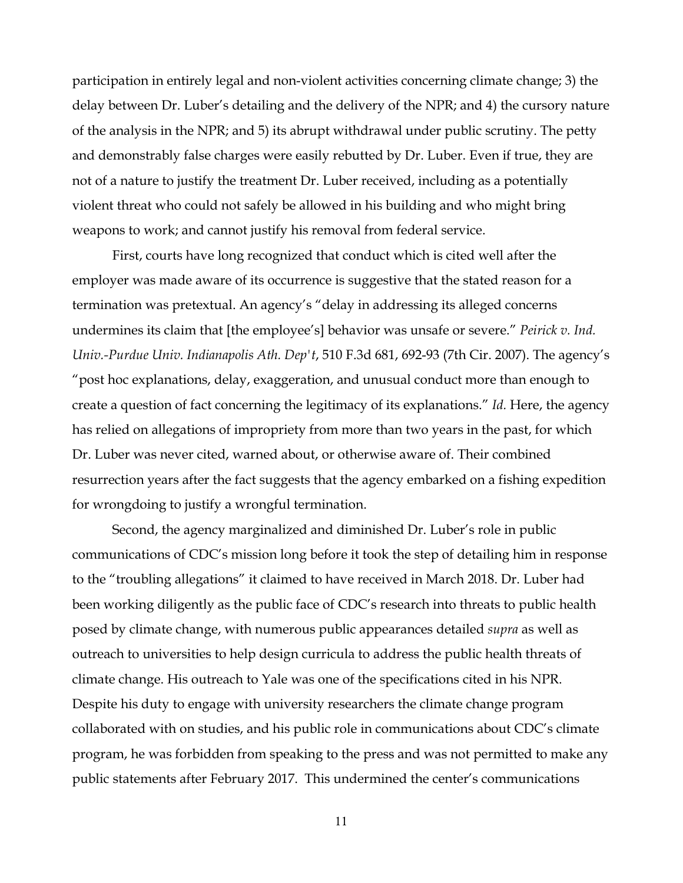participation in entirely legal and non-violent activities concerning climate change; 3) the delay between Dr. Luber's detailing and the delivery of the NPR; and 4) the cursory nature of the analysis in the NPR; and 5) its abrupt withdrawal under public scrutiny. The petty and demonstrably false charges were easily rebutted by Dr. Luber. Even if true, they are not of a nature to justify the treatment Dr. Luber received, including as a potentially violent threat who could not safely be allowed in his building and who might bring weapons to work; and cannot justify his removal from federal service.

First, courts have long recognized that conduct which is cited well after the employer was made aware of its occurrence is suggestive that the stated reason for a termination was pretextual. An agency's "delay in addressing its alleged concerns undermines its claim that [the employee's] behavior was unsafe or severe." *Peirick v. Ind. Univ.-Purdue Univ. Indianapolis Ath. Dep't*, 510 F.3d 681, 692-93 (7th Cir. 2007). The agency's "post hoc explanations, delay, exaggeration, and unusual conduct more than enough to create a question of fact concerning the legitimacy of its explanations." *Id.* Here, the agency has relied on allegations of impropriety from more than two years in the past, for which Dr. Luber was never cited, warned about, or otherwise aware of. Their combined resurrection years after the fact suggests that the agency embarked on a fishing expedition for wrongdoing to justify a wrongful termination.

Second, the agency marginalized and diminished Dr. Luber's role in public communications of CDC's mission long before it took the step of detailing him in response to the "troubling allegations" it claimed to have received in March 2018. Dr. Luber had been working diligently as the public face of CDC's research into threats to public health posed by climate change, with numerous public appearances detailed *supra* as well as outreach to universities to help design curricula to address the public health threats of climate change. His outreach to Yale was one of the specifications cited in his NPR. Despite his duty to engage with university researchers the climate change program collaborated with on studies, and his public role in communications about CDC's climate program, he was forbidden from speaking to the press and was not permitted to make any public statements after February 2017. This undermined the center's communications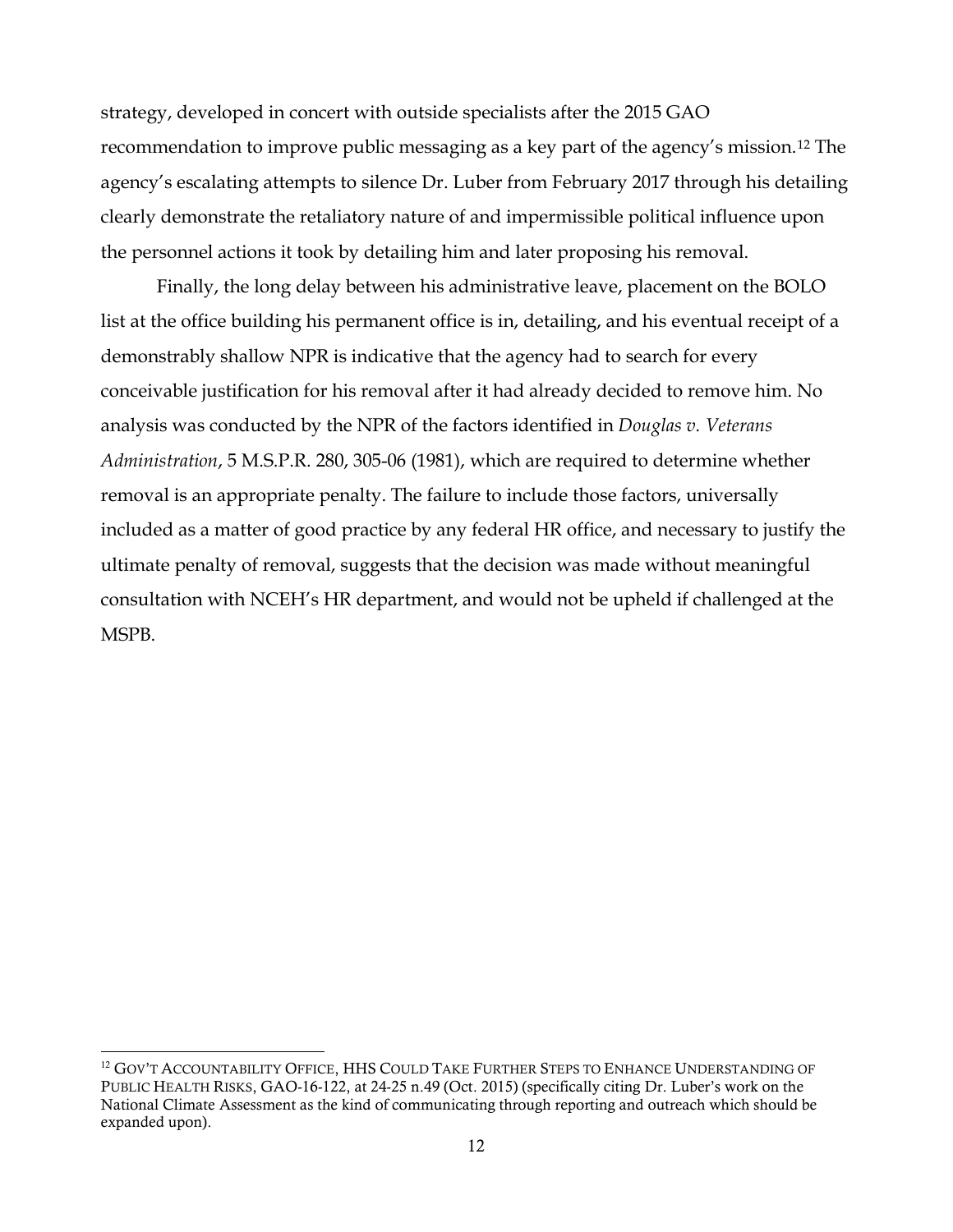strategy, developed in concert with outside specialists after the 2015 GAO recommendation to improve public messaging as a key part of the agency's mission.[12] The agency's escalating attempts to silence Dr. Luber from February 2017 through his detailing clearly demonstrate the retaliatory nature of and impermissible political influence upon the personnel actions it took by detailing him and later proposing his removal.

Finally, the long delay between his administrative leave, placement on the BOLO list at the office building his permanent office is in, detailing, and his eventual receipt of a demonstrably shallow NPR is indicative that the agency had to search for every conceivable justification for his removal after it had already decided to remove him. No analysis was conducted by the NPR of the factors identified in *Douglas v. Veterans Administration*, 5 M.S.P.R. 280, 305-06 (1981), which are required to determine whether removal is an appropriate penalty. The failure to include those factors, universally included as a matter of good practice by any federal HR office, and necessary to justify the ultimate penalty of removal, suggests that the decision was made without meaningful consultation with NCEH's HR department, and would not be upheld if challenged at the MSPB.

---

[12] GOV'T ACCOUNTABILITY OFFICE, HHS COULD TAKE FURTHER STEPS TO ENHANCE UNDERSTANDING OF PUBLIC HEALTH RISKS, GAO-16-122, at 24-25 n.49 (Oct. 2015) (specifically citing Dr. Luber's work on the National Climate Assessment as the kind of communicating through reporting and outreach which should be expanded upon).